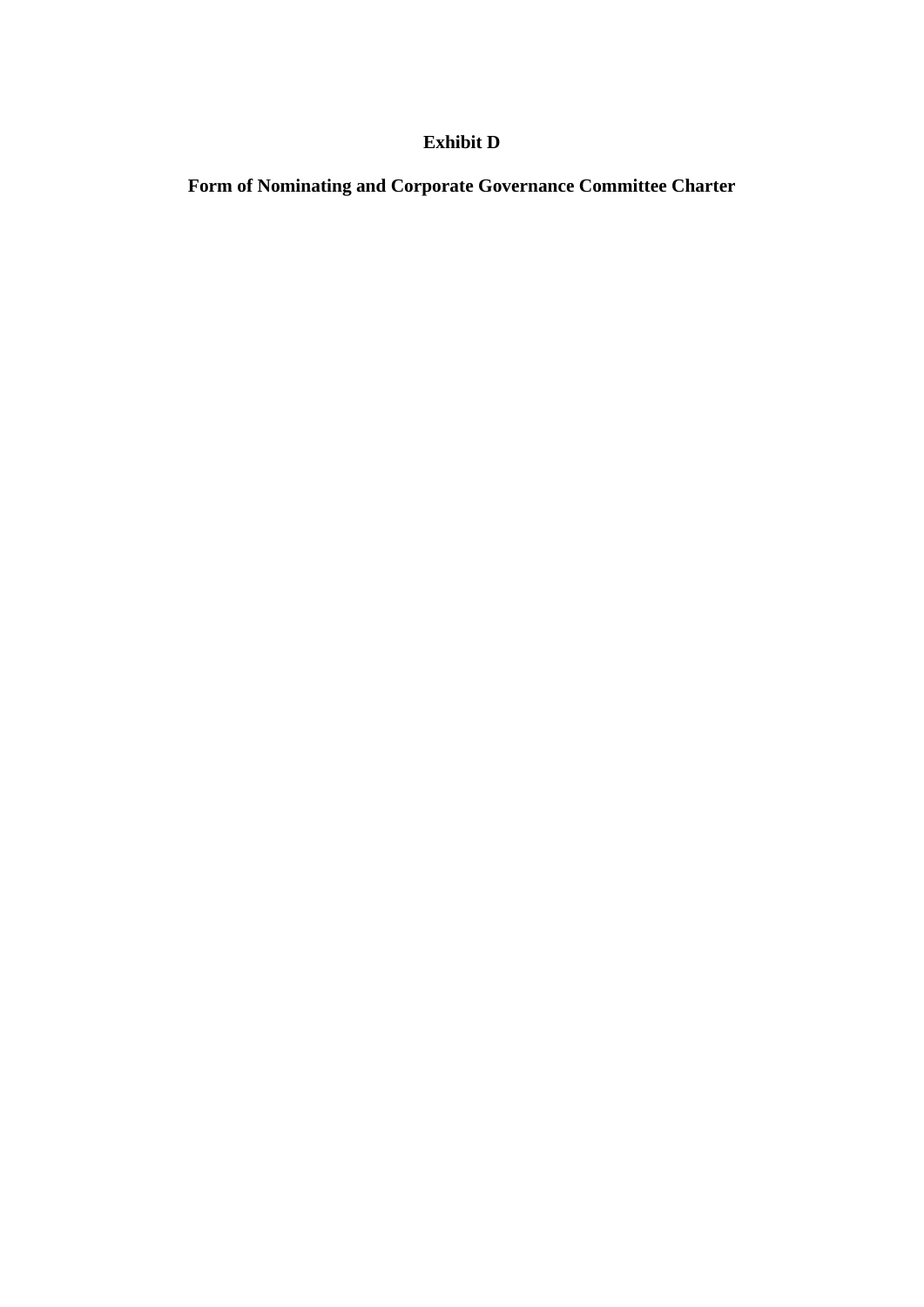**Exhibit D**

**Form of Nominating and Corporate Governance Committee Charter**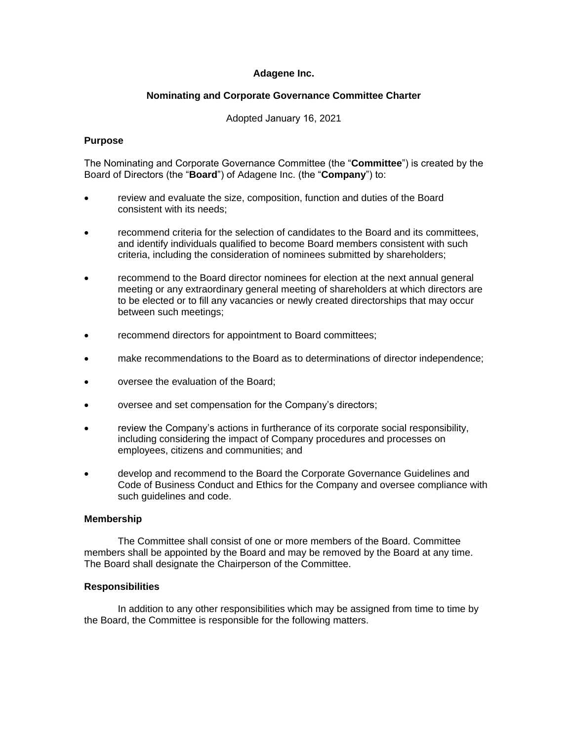**Adagene Inc.**

**Nominating and Corporate Governance Committee Charter**

Adopted January 16, 2021

**Purpose**

The Nominating and Corporate Governance Committee (the "**Committee**") is created by the Board of Directors (the "**Board**") of Adagene Inc. (the "**Company**") to:

- review and evaluate the size, composition, function and duties of the Board consistent with its needs;
- recommend criteria for the selection of candidates to the Board and its committees, and identify individuals qualified to become Board members consistent with such criteria, including the consideration of nominees submitted by shareholders;
- recommend to the Board director nominees for election at the next annual general meeting or any extraordinary general meeting of shareholders at which directors are to be elected or to fill any vacancies or newly created directorships that may occur between such meetings;
- recommend directors for appointment to Board committees;
- make recommendations to the Board as to determinations of director independence;
- oversee the evaluation of the Board;
- oversee and set compensation for the Company's directors;
- review the Company's actions in furtherance of its corporate social responsibility, including considering the impact of Company procedures and processes on employees, citizens and communities; and
- develop and recommend to the Board the Corporate Governance Guidelines and Code of Business Conduct and Ethics for the Company and oversee compliance with such guidelines and code.

**Membership**

The Committee shall consist of one or more members of the Board. Committee members shall be appointed by the Board and may be removed by the Board at any time. The Board shall designate the Chairperson of the Committee.

**Responsibilities**

In addition to any other responsibilities which may be assigned from time to time by the Board, the Committee is responsible for the following matters.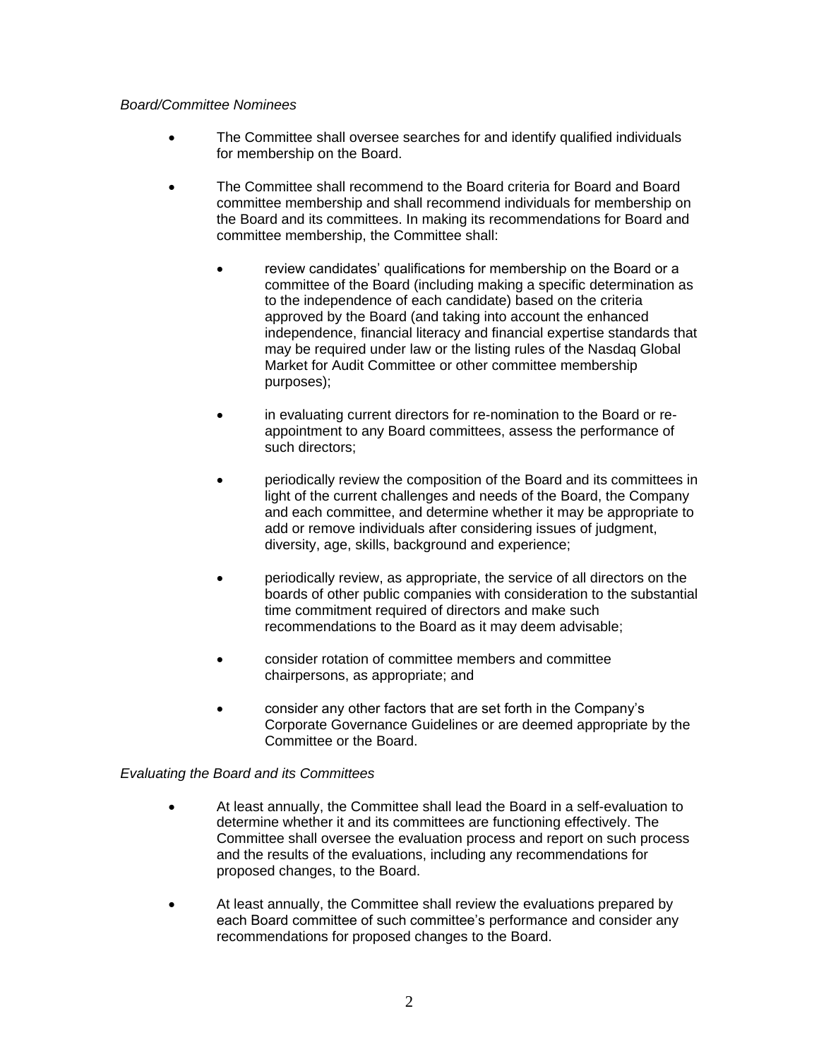*Board/Committee Nominees*

- The Committee shall oversee searches for and identify qualified individuals for membership on the Board.

- The Committee shall recommend to the Board criteria for Board and Board committee membership and shall recommend individuals for membership on the Board and its committees. In making its recommendations for Board and committee membership, the Committee shall:

    - review candidates' qualifications for membership on the Board or a committee of the Board (including making a specific determination as to the independence of each candidate) based on the criteria approved by the Board (and taking into account the enhanced independence, financial literacy and financial expertise standards that may be required under law or the listing rules of the Nasdaq Global Market for Audit Committee or other committee membership purposes);

    - in evaluating current directors for re-nomination to the Board or re-appointment to any Board committees, assess the performance of such directors;

    - periodically review the composition of the Board and its committees in light of the current challenges and needs of the Board, the Company and each committee, and determine whether it may be appropriate to add or remove individuals after considering issues of judgment, diversity, age, skills, background and experience;

    - periodically review, as appropriate, the service of all directors on the boards of other public companies with consideration to the substantial time commitment required of directors and make such recommendations to the Board as it may deem advisable;

    - consider rotation of committee members and committee chairpersons, as appropriate; and

    - consider any other factors that are set forth in the Company's Corporate Governance Guidelines or are deemed appropriate by the Committee or the Board.

*Evaluating the Board and its Committees*

- At least annually, the Committee shall lead the Board in a self-evaluation to determine whether it and its committees are functioning effectively. The Committee shall oversee the evaluation process and report on such process and the results of the evaluations, including any recommendations for proposed changes, to the Board.

- At least annually, the Committee shall review the evaluations prepared by each Board committee of such committee's performance and consider any recommendations for proposed changes to the Board.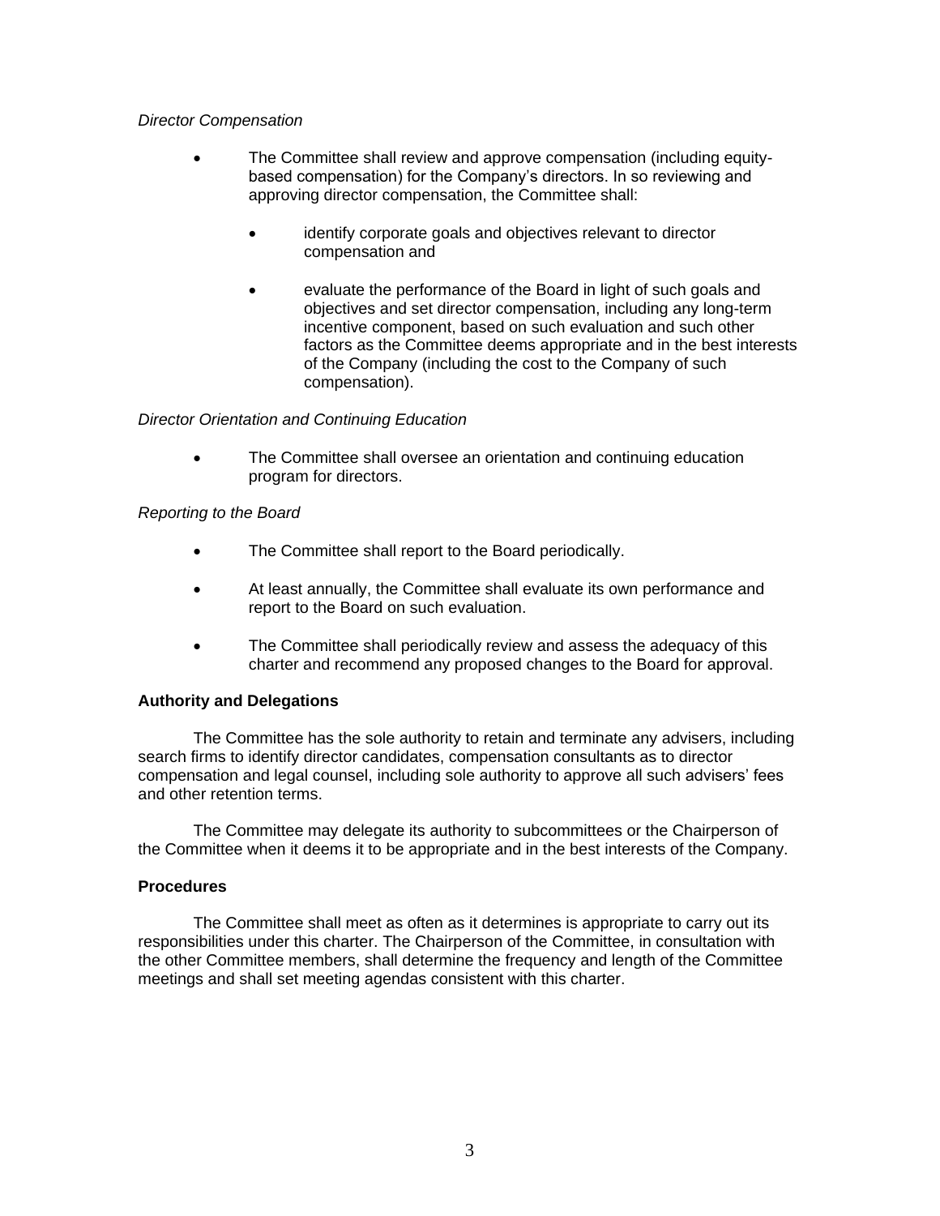*Director Compensation*

- The Committee shall review and approve compensation (including equity-based compensation) for the Company's directors. In so reviewing and approving director compensation, the Committee shall:

  - identify corporate goals and objectives relevant to director compensation and

  - evaluate the performance of the Board in light of such goals and objectives and set director compensation, including any long-term incentive component, based on such evaluation and such other factors as the Committee deems appropriate and in the best interests of the Company (including the cost to the Company of such compensation).

*Director Orientation and Continuing Education*

- The Committee shall oversee an orientation and continuing education program for directors.

*Reporting to the Board*

- The Committee shall report to the Board periodically.

- At least annually, the Committee shall evaluate its own performance and report to the Board on such evaluation.

- The Committee shall periodically review and assess the adequacy of this charter and recommend any proposed changes to the Board for approval.

**Authority and Delegations**

The Committee has the sole authority to retain and terminate any advisers, including search firms to identify director candidates, compensation consultants as to director compensation and legal counsel, including sole authority to approve all such advisers' fees and other retention terms.

The Committee may delegate its authority to subcommittees or the Chairperson of the Committee when it deems it to be appropriate and in the best interests of the Company.

**Procedures**

The Committee shall meet as often as it determines is appropriate to carry out its responsibilities under this charter. The Chairperson of the Committee, in consultation with the other Committee members, shall determine the frequency and length of the Committee meetings and shall set meeting agendas consistent with this charter.